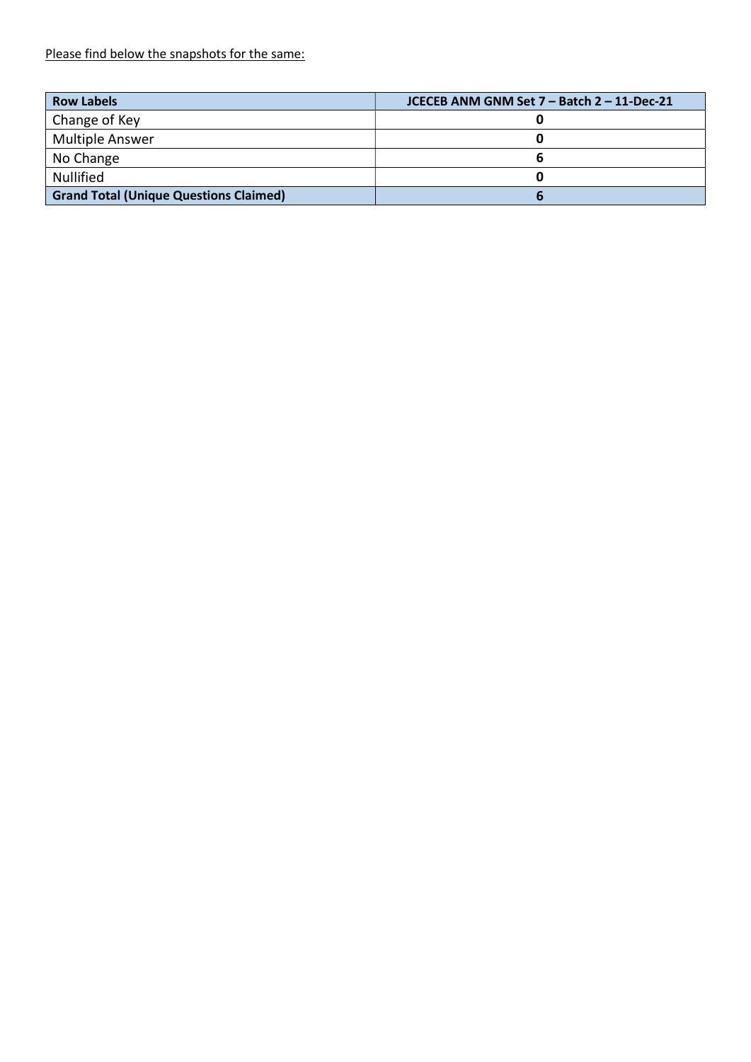Please find below the snapshots for the same:

| **Row Labels** | **JCECEB ANM GNM Set 7 – Batch 2 – 11-Dec-21** |
| --- | --- |
| Change of Key | **0** |
| Multiple Answer | **0** |
| No Change | **6** |
| Nullified | **0** |
| **Grand Total (Unique Questions Claimed)** | **6** |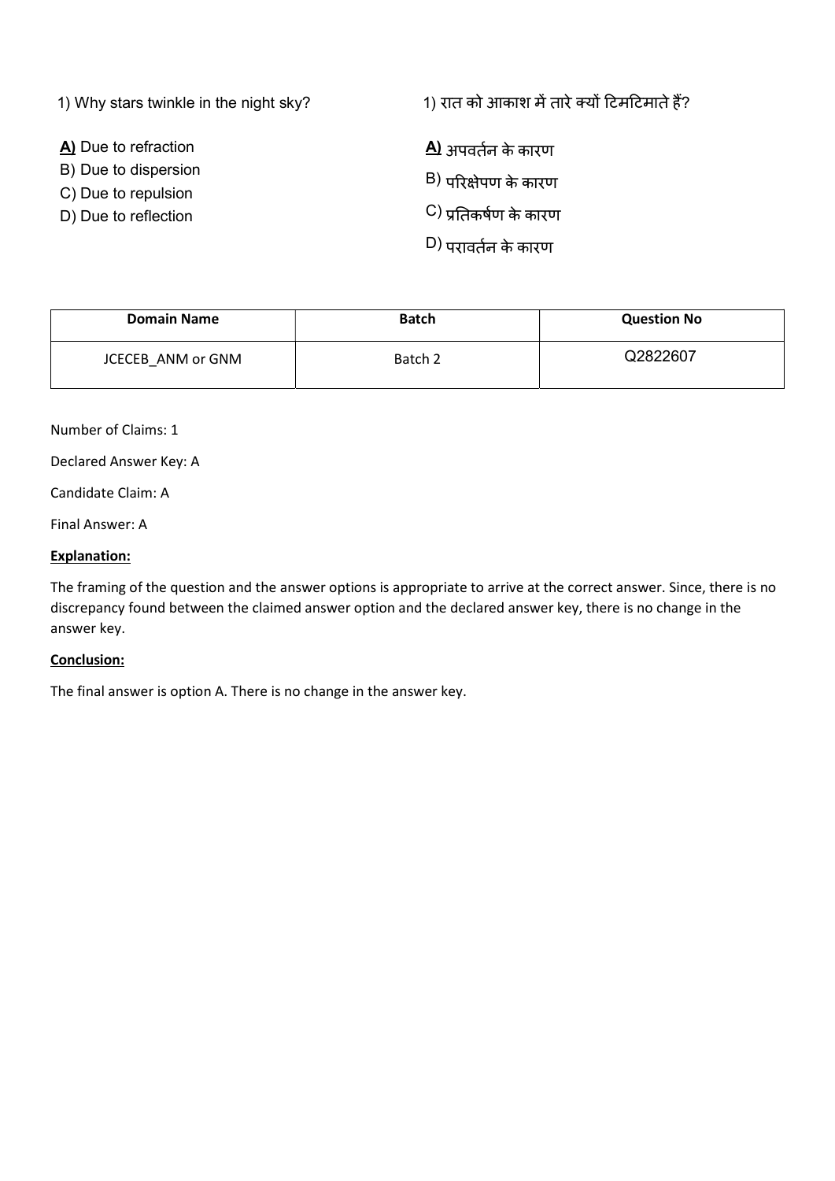1) Why stars twinkle in the night sky?

**A)** Due to refraction
B) Due to dispersion
C) Due to repulsion
D) Due to reflection

1) रात को आकाश में तारे क्यों टिमटिमाते हैं?

**A)** अपवर्तन के कारण
B) परिक्षेपण के कारण
C) प्रतिकर्षण के कारण
D) परावर्तन के कारण

| Domain Name | Batch | Question No |
|---|---|---|
| JCECEB_ANM or GNM | Batch 2 | Q2822607 |

Number of Claims: 1

Declared Answer Key: A

Candidate Claim: A

Final Answer: A

**Explanation:**

The framing of the question and the answer options is appropriate to arrive at the correct answer. Since, there is no discrepancy found between the claimed answer option and the declared answer key, there is no change in the answer key.

**Conclusion:**

The final answer is option A. There is no change in the answer key.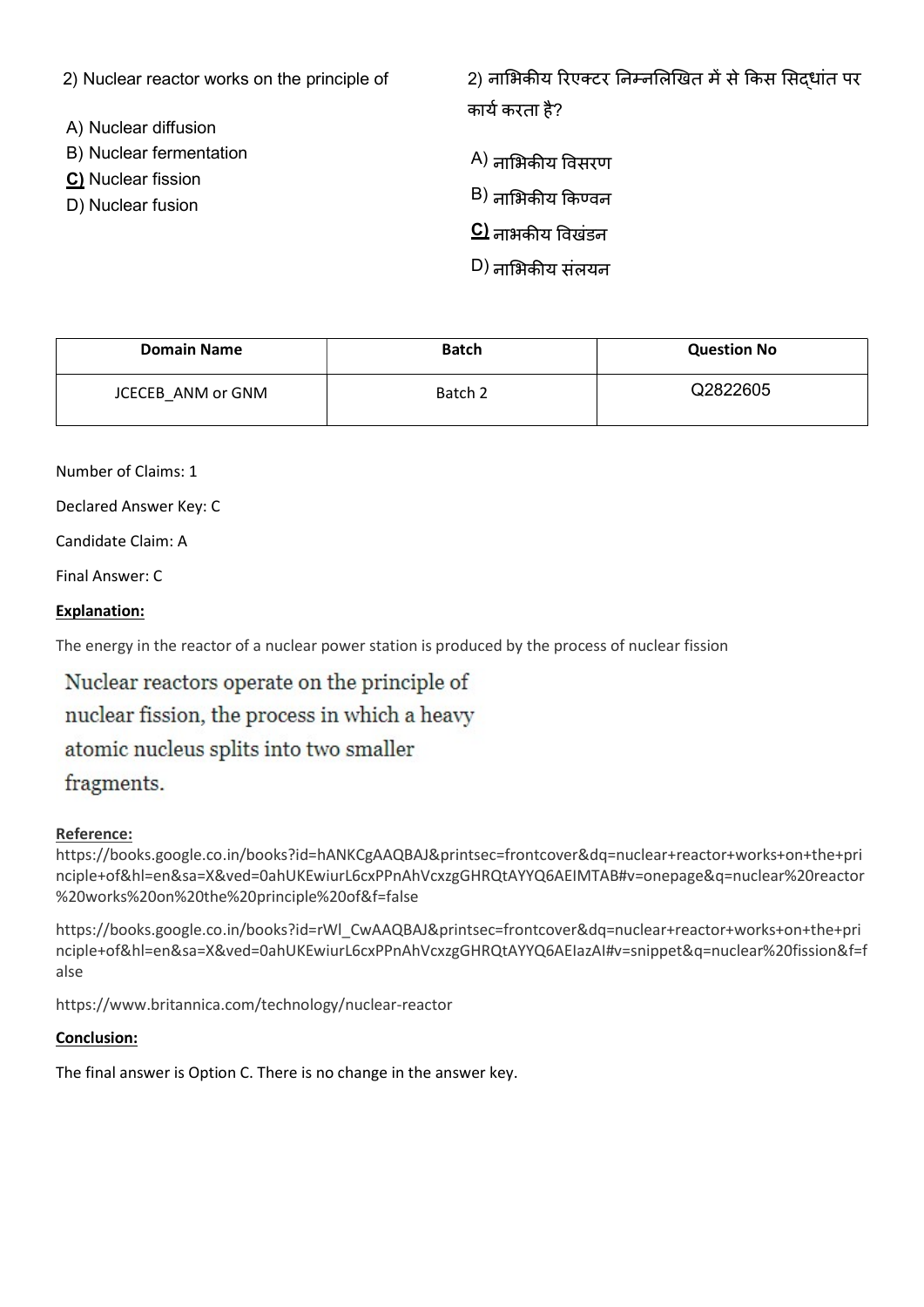2) Nuclear reactor works on the principle of

A) Nuclear diffusion
B) Nuclear fermentation
**C)** Nuclear fission
D) Nuclear fusion

2) नाभिकीय रिएक्टर निम्नलिखित में से किस सिद्धांत पर कार्य करता है?

A) नाभिकीय विसरण
B) नाभिकीय किण्वन
**C)** नाभकीय विखंडन
D) नाभिकीय संलयन

| Domain Name | Batch | Question No |
|---|---|---|
| JCECEB_ANM or GNM | Batch 2 | Q2822605 |

Number of Claims: 1

Declared Answer Key: C

Candidate Claim: A

Final Answer: C

**Explanation:**

The energy in the reactor of a nuclear power station is produced by the process of nuclear fission

Nuclear reactors operate on the principle of nuclear fission, the process in which a heavy atomic nucleus splits into two smaller fragments.

**Reference:**

https://books.google.co.in/books?id=hANKCgAAQBAJ&printsec=frontcover&dq=nuclear+reactor+works+on+the+principle+of&hl=en&sa=X&ved=0ahUKEwiurL6cxPPnAhVcxzgGHRQtAYYQ6AEIMTAB#v=onepage&q=nuclear%20reactor%20works%20on%20the%20principle%20of&f=false

https://books.google.co.in/books?id=rWl_CwAAQBAJ&printsec=frontcover&dq=nuclear+reactor+works+on+the+principle+of&hl=en&sa=X&ved=0ahUKEwiurL6cxPPnAhVcxzgGHRQtAYYQ6AEIazAI#v=snippet&q=nuclear%20fission&f=false

https://www.britannica.com/technology/nuclear-reactor

**Conclusion:**

The final answer is Option C. There is no change in the answer key.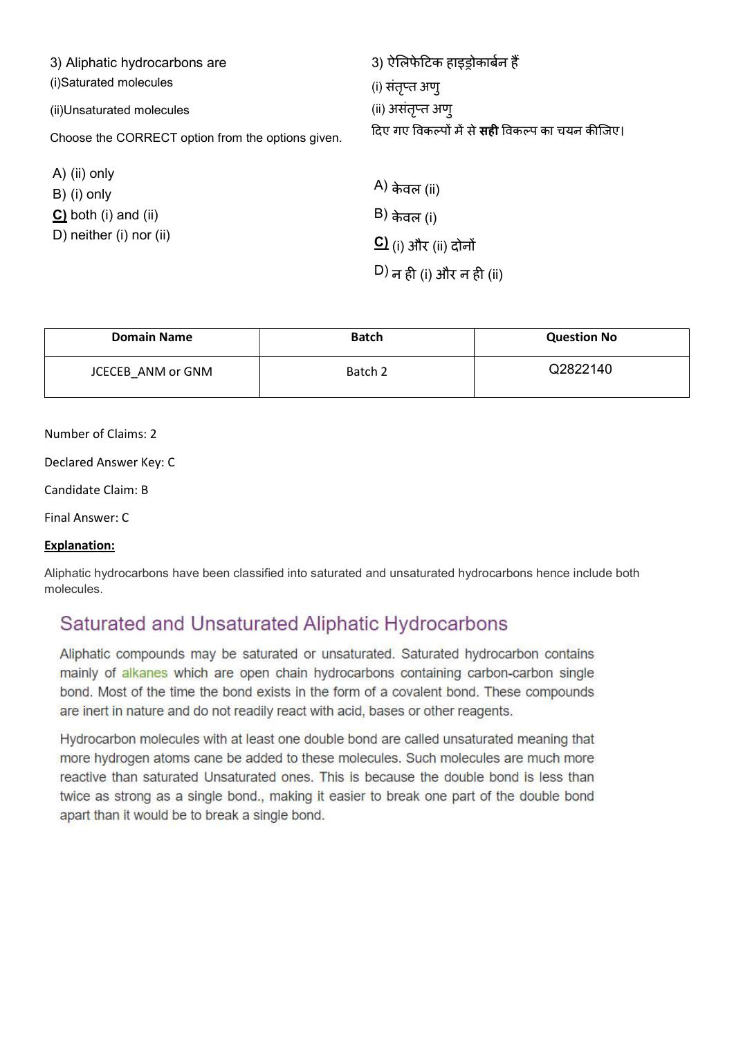3) Aliphatic hydrocarbons are

(i)Saturated molecules

(ii)Unsaturated molecules

Choose the CORRECT option from the options given.

A) (ii) only
B) (i) only
**C)** both (i) and (ii)
D) neither (i) nor (ii)

3) ऐलिफेटिक हाइड्रोकार्बन हैं

(i) संतृप्त अणु

(ii) असंतृप्त अणु

दिए गए विकल्पों में से **सही** विकल्प का चयन कीजिए।

A) केवल (ii)

B) केवल (i)

**C)** (i) और (ii) दोनों

D) न ही (i) और न ही (ii)

| Domain Name | Batch | Question No |
|---|---|---|
| JCECEB_ANM or GNM | Batch 2 | Q2822140 |

Number of Claims: 2

Declared Answer Key: C

Candidate Claim: B

Final Answer: C

**Explanation:**

Aliphatic hydrocarbons have been classified into saturated and unsaturated hydrocarbons hence include both molecules.

## Saturated and Unsaturated Aliphatic Hydrocarbons

Aliphatic compounds may be saturated or unsaturated. Saturated hydrocarbon contains mainly of alkanes which are open chain hydrocarbons containing carbon-carbon single bond. Most of the time the bond exists in the form of a covalent bond. These compounds are inert in nature and do not readily react with acid, bases or other reagents.

Hydrocarbon molecules with at least one double bond are called unsaturated meaning that more hydrogen atoms cane be added to these molecules. Such molecules are much more reactive than saturated Unsaturated ones. This is because the double bond is less than twice as strong as a single bond., making it easier to break one part of the double bond apart than it would be to break a single bond.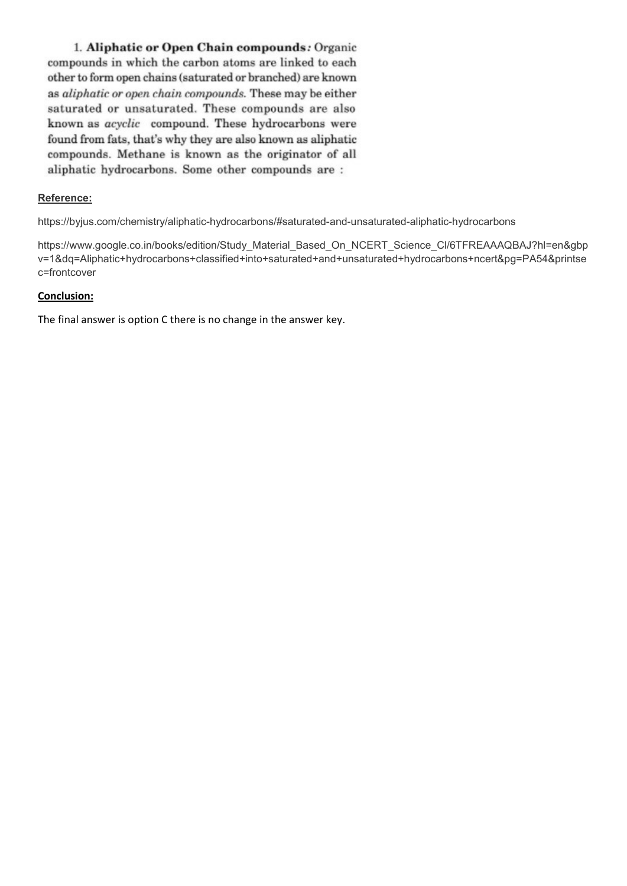1. **Aliphatic or Open Chain compounds:** Organic compounds in which the carbon atoms are linked to each other to form open chains (saturated or branched) are known as *aliphatic or open chain compounds.* These may be either saturated or unsaturated. These compounds are also known as *acyclic* compound. These hydrocarbons were found from fats, that's why they are also known as aliphatic compounds. Methane is known as the originator of all aliphatic hydrocarbons. Some other compounds are :

**Reference:**

https://byjus.com/chemistry/aliphatic-hydrocarbons/#saturated-and-unsaturated-aliphatic-hydrocarbons

https://www.google.co.in/books/edition/Study_Material_Based_On_NCERT_Science_Cl/6TFREAAAQBAJ?hl=en&gbpv=1&dq=Aliphatic+hydrocarbons+classified+into+saturated+and+unsaturated+hydrocarbons+ncert&pg=PA54&printsec=frontcover

**Conclusion:**

The final answer is option C there is no change in the answer key.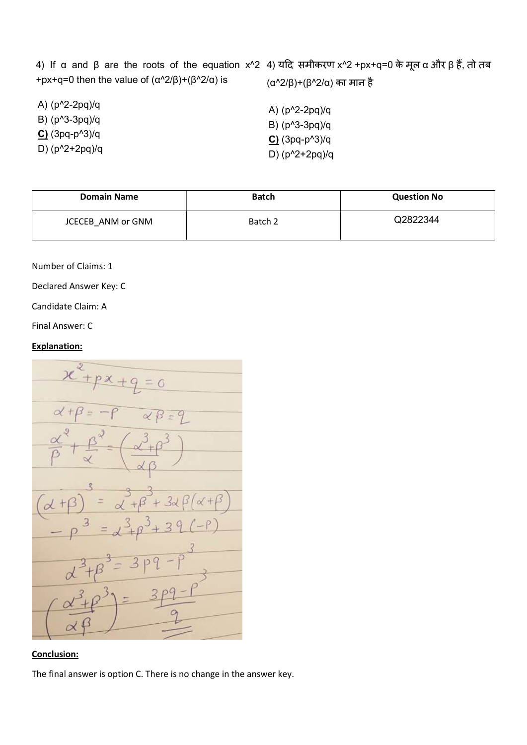4) If α and β are the roots of the equation x^2 +px+q=0 then the value of (α^2/β)+(β^2/α) is

A) (p^2-2pq)/q
B) (p^3-3pq)/q
**C)** (3pq-p^3)/q
D) (p^2+2pq)/q

4) यदि समीकरण x^2 +px+q=0 के मूल α और β हैं, तो तब (α^2/β)+(β^2/α) का मान है

A) (p^2-2pq)/q
B) (p^3-3pq)/q
**C)** (3pq-p^3)/q
D) (p^2+2pq)/q

| Domain Name | Batch | Question No |
| --- | --- | --- |
| JCECEB_ANM or GNM | Batch 2 | Q2822344 |

Number of Claims: 1

Declared Answer Key: C

Candidate Claim: A

Final Answer: C

**Explanation:**

$$x^2 + px + q = 0$$

$$\alpha + \beta = -p \qquad \alpha\beta = q$$

$$\frac{\alpha^2}{\beta} + \frac{\beta^2}{\alpha} = \left(\frac{\alpha^3 + \beta^3}{\alpha\beta}\right)$$

$$(\alpha + \beta)^3 = \alpha^3 + \beta^3 + 3\alpha\beta(\alpha + \beta)$$

$$-p^3 = \alpha^3 + \beta^3 + 3q(-p)$$

$$\alpha^3 + \beta^3 = 3pq - p^3$$

$$\left(\frac{\alpha^3 + \beta^3}{\alpha\beta}\right) = \frac{3pq - p^3}{q}$$

**Conclusion:**

The final answer is option C. There is no change in the answer key.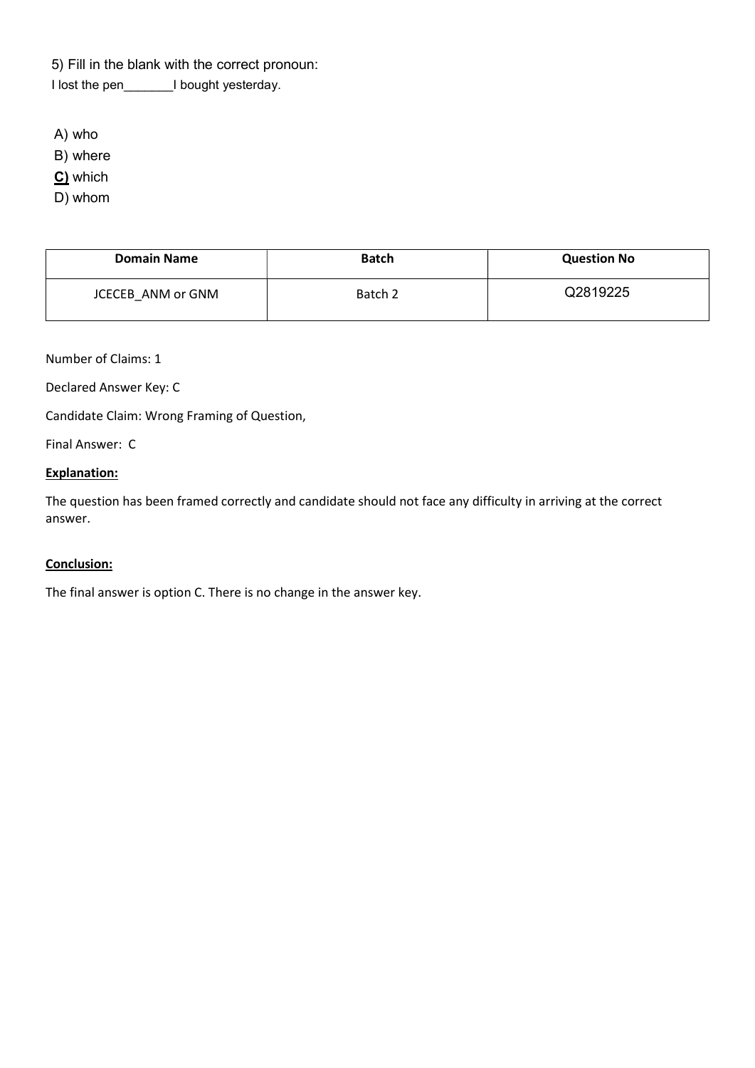5) Fill in the blank with the correct pronoun:

I lost the pen_______I bought yesterday.

A) who

B) where

**C)** which

D) whom

| Domain Name | Batch | Question No |
|---|---|---|
| JCECEB_ANM or GNM | Batch 2 | Q2819225 |

Number of Claims: 1

Declared Answer Key: C

Candidate Claim: Wrong Framing of Question,

Final Answer: C

**Explanation:**

The question has been framed correctly and candidate should not face any difficulty in arriving at the correct answer.

**Conclusion:**

The final answer is option C. There is no change in the answer key.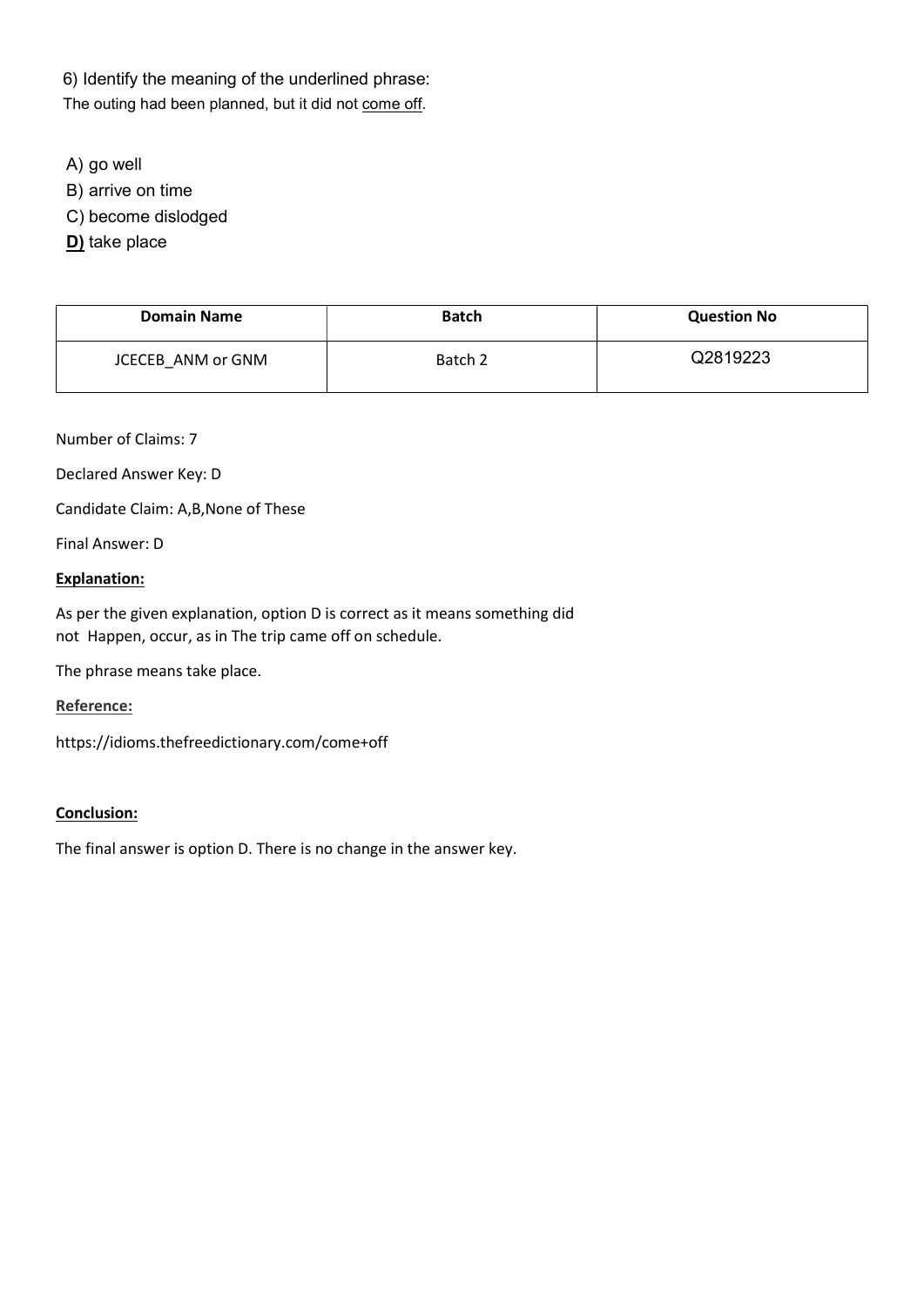6) Identify the meaning of the underlined phrase:

The outing had been planned, but it did not come off.

A) go well

B) arrive on time

C) become dislodged

**D)** take place

| Domain Name | Batch | Question No |
|---|---|---|
| JCECEB_ANM or GNM | Batch 2 | Q2819223 |

Number of Claims: 7

Declared Answer Key: D

Candidate Claim: A,B,None of These

Final Answer: D

**Explanation:**

As per the given explanation, option D is correct as it means something did not Happen, occur, as in The trip came off on schedule.

The phrase means take place.

**Reference:**

https://idioms.thefreedictionary.com/come+off

**Conclusion:**

The final answer is option D. There is no change in the answer key.